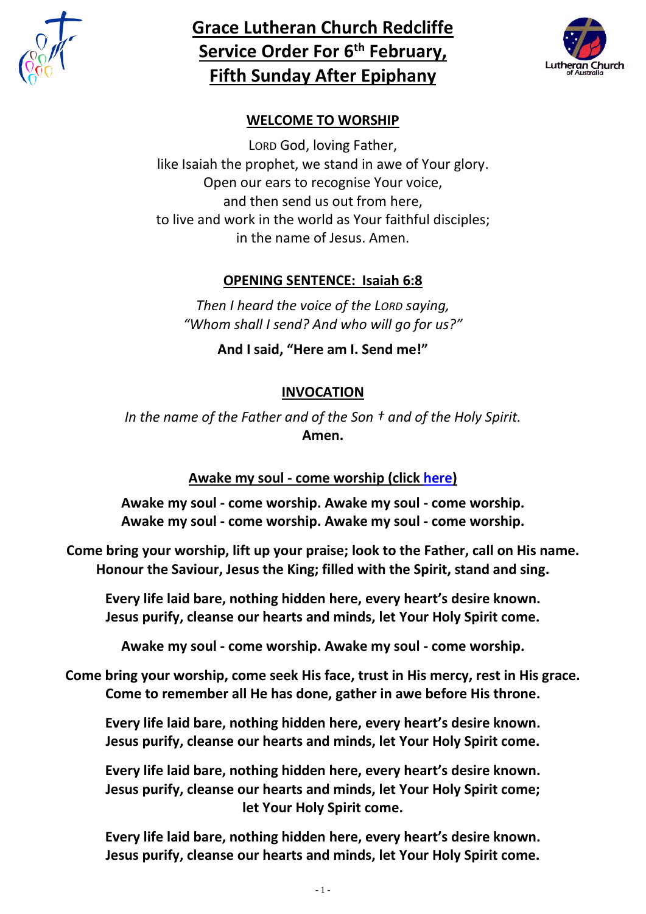# Grace Lutheran Church Redcliffe
# Service Order For 6th February, Fifth Sunday After Epiphany

## WELCOME TO WORSHIP

LORD God, loving Father,
like Isaiah the prophet, we stand in awe of Your glory.
Open our ears to recognise Your voice,
and then send us out from here,
to live and work in the world as Your faithful disciples;
in the name of Jesus. Amen.

## OPENING SENTENCE: Isaiah 6:8

*Then I heard the voice of the LORD saying,*
*"Whom shall I send? And who will go for us?"*

**And I said, "Here am I. Send me!"**

## INVOCATION

*In the name of the Father and of the Son † and of the Holy Spirit.*
**Amen.**

## Awake my soul - come worship (click here)

**Awake my soul - come worship. Awake my soul - come worship.**
**Awake my soul - come worship. Awake my soul - come worship.**

**Come bring your worship, lift up your praise; look to the Father, call on His name.**
**Honour the Saviour, Jesus the King; filled with the Spirit, stand and sing.**

**Every life laid bare, nothing hidden here, every heart's desire known.**
**Jesus purify, cleanse our hearts and minds, let Your Holy Spirit come.**

**Awake my soul - come worship. Awake my soul - come worship.**

**Come bring your worship, come seek His face, trust in His mercy, rest in His grace.**
**Come to remember all He has done, gather in awe before His throne.**

**Every life laid bare, nothing hidden here, every heart's desire known.**
**Jesus purify, cleanse our hearts and minds, let Your Holy Spirit come.**

**Every life laid bare, nothing hidden here, every heart's desire known.**
**Jesus purify, cleanse our hearts and minds, let Your Holy Spirit come;**
**let Your Holy Spirit come.**

**Every life laid bare, nothing hidden here, every heart's desire known.**
**Jesus purify, cleanse our hearts and minds, let Your Holy Spirit come.**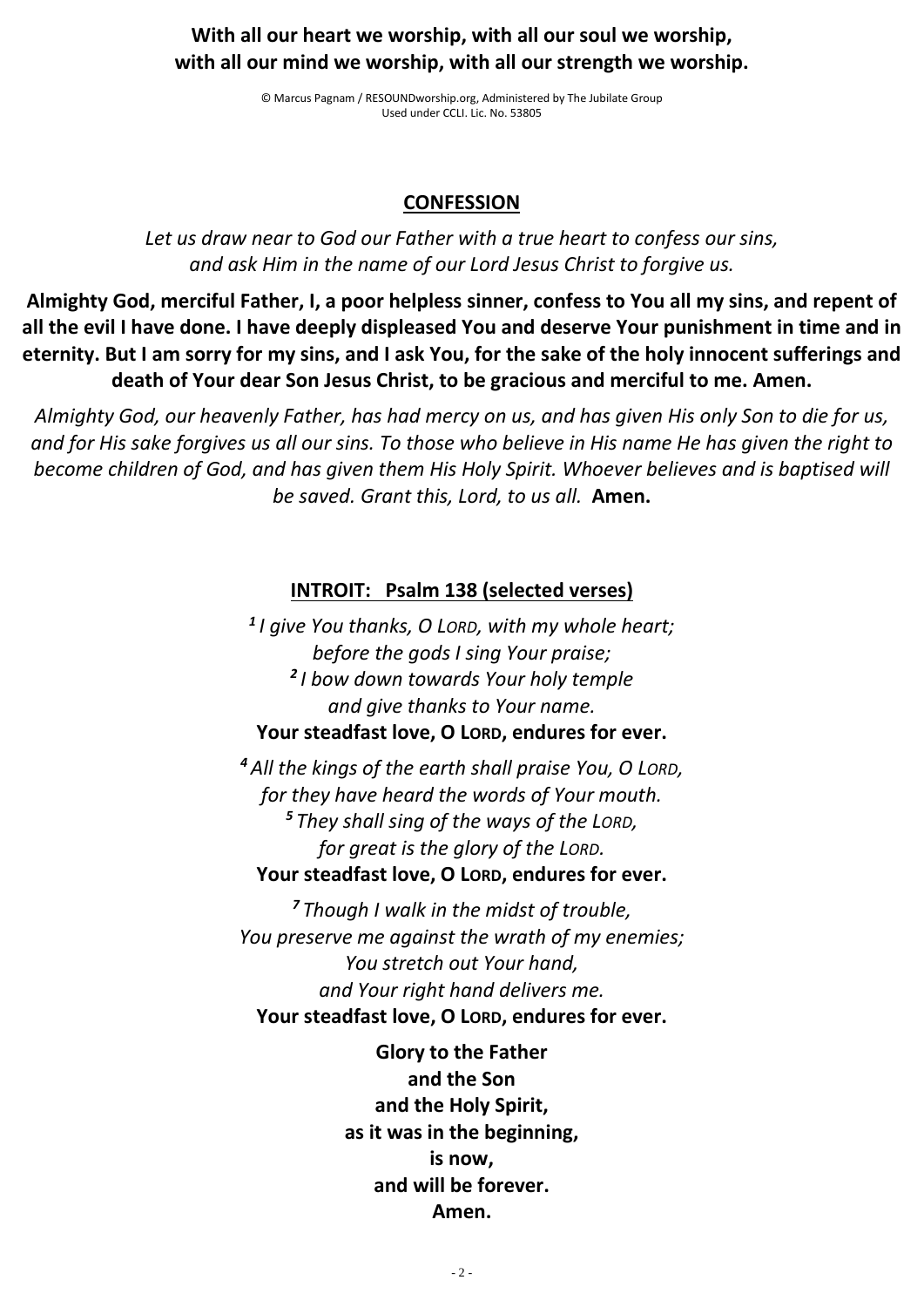**With all our heart we worship, with all our soul we worship,**
**with all our mind we worship, with all our strength we worship.**

© Marcus Pagnam / RESOUNDworship.org, Administered by The Jubilate Group
Used under CCLI. Lic. No. 53805

## CONFESSION

*Let us draw near to God our Father with a true heart to confess our sins, and ask Him in the name of our Lord Jesus Christ to forgive us.*

**Almighty God, merciful Father, I, a poor helpless sinner, confess to You all my sins, and repent of all the evil I have done. I have deeply displeased You and deserve Your punishment in time and in eternity. But I am sorry for my sins, and I ask You, for the sake of the holy innocent sufferings and death of Your dear Son Jesus Christ, to be gracious and merciful to me. Amen.**

*Almighty God, our heavenly Father, has had mercy on us, and has given His only Son to die for us, and for His sake forgives us all our sins. To those who believe in His name He has given the right to become children of God, and has given them His Holy Spirit. Whoever believes and is baptised will be saved. Grant this, Lord, to us all.* **Amen.**

## INTROIT: Psalm 138 (selected verses)

*[1] I give You thanks, O LORD, with my whole heart;*
*before the gods I sing Your praise;*
*[2] I bow down towards Your holy temple*
*and give thanks to Your name.*
**Your steadfast love, O LORD, endures for ever.**

*[4] All the kings of the earth shall praise You, O LORD,*
*for they have heard the words of Your mouth.*
*[5] They shall sing of the ways of the LORD,*
*for great is the glory of the LORD.*
**Your steadfast love, O LORD, endures for ever.**

*[7] Though I walk in the midst of trouble,*
*You preserve me against the wrath of my enemies;*
*You stretch out Your hand,*
*and Your right hand delivers me.*
**Your steadfast love, O LORD, endures for ever.**

**Glory to the Father**
**and the Son**
**and the Holy Spirit,**
**as it was in the beginning,**
**is now,**
**and will be forever.**
**Amen.**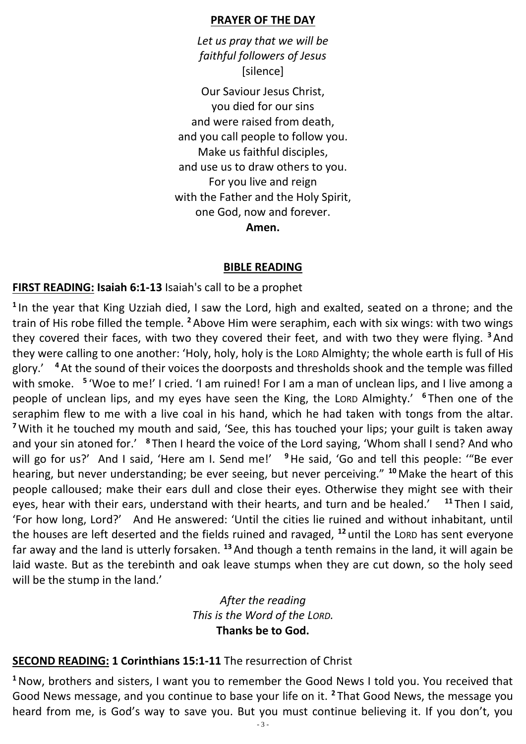## PRAYER OF THE DAY

*Let us pray that we will be*
*faithful followers of Jesus*
[silence]

Our Saviour Jesus Christ,
you died for our sins
and were raised from death,
and you call people to follow you.
Make us faithful disciples,
and use us to draw others to you.
For you live and reign
with the Father and the Holy Spirit,
one God, now and forever.
**Amen.**

## BIBLE READING

**FIRST READING: Isaiah 6:1-13** Isaiah's call to be a prophet

[1] In the year that King Uzziah died, I saw the Lord, high and exalted, seated on a throne; and the train of His robe filled the temple. [2] Above Him were seraphim, each with six wings: with two wings they covered their faces, with two they covered their feet, and with two they were flying. [3] And they were calling to one another: 'Holy, holy, holy is the LORD Almighty; the whole earth is full of His glory.' [4] At the sound of their voices the doorposts and thresholds shook and the temple was filled with smoke. [5] 'Woe to me!' I cried. 'I am ruined! For I am a man of unclean lips, and I live among a people of unclean lips, and my eyes have seen the King, the LORD Almighty.' [6] Then one of the seraphim flew to me with a live coal in his hand, which he had taken with tongs from the altar. [7] With it he touched my mouth and said, 'See, this has touched your lips; your guilt is taken away and your sin atoned for.' [8] Then I heard the voice of the Lord saying, 'Whom shall I send? And who will go for us?' And I said, 'Here am I. Send me!' [9] He said, 'Go and tell this people: '"Be ever hearing, but never understanding; be ever seeing, but never perceiving." [10] Make the heart of this people calloused; make their ears dull and close their eyes. Otherwise they might see with their eyes, hear with their ears, understand with their hearts, and turn and be healed.' [11] Then I said, 'For how long, Lord?' And He answered: 'Until the cities lie ruined and without inhabitant, until the houses are left deserted and the fields ruined and ravaged, [12] until the LORD has sent everyone far away and the land is utterly forsaken. [13] And though a tenth remains in the land, it will again be laid waste. But as the terebinth and oak leave stumps when they are cut down, so the holy seed will be the stump in the land.'

*After the reading*
*This is the Word of the LORD.*
**Thanks be to God.**

**SECOND READING: 1 Corinthians 15:1-11** The resurrection of Christ

[1] Now, brothers and sisters, I want you to remember the Good News I told you. You received that Good News message, and you continue to base your life on it. [2] That Good News, the message you heard from me, is God's way to save you. But you must continue believing it. If you don't, you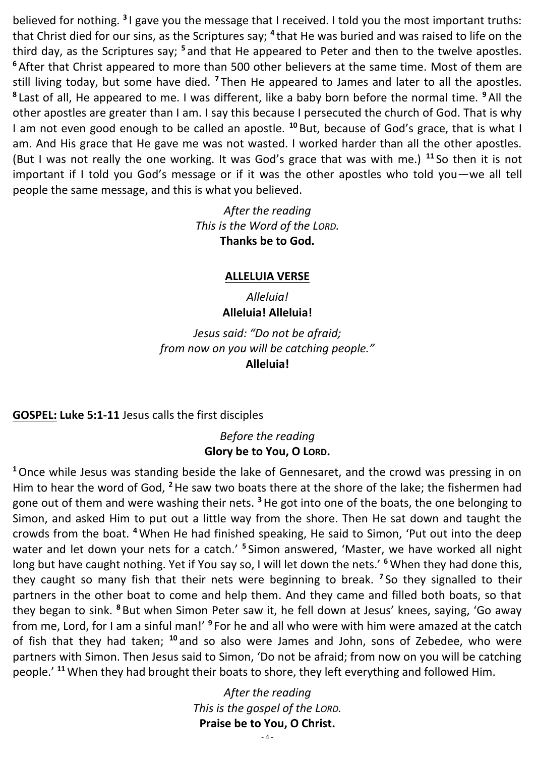believed for nothing. [3] I gave you the message that I received. I told you the most important truths: that Christ died for our sins, as the Scriptures say; [4] that He was buried and was raised to life on the third day, as the Scriptures say; [5] and that He appeared to Peter and then to the twelve apostles. [6] After that Christ appeared to more than 500 other believers at the same time. Most of them are still living today, but some have died. [7] Then He appeared to James and later to all the apostles. [8] Last of all, He appeared to me. I was different, like a baby born before the normal time. [9] All the other apostles are greater than I am. I say this because I persecuted the church of God. That is why I am not even good enough to be called an apostle. [10] But, because of God's grace, that is what I am. And His grace that He gave me was not wasted. I worked harder than all the other apostles. (But I was not really the one working. It was God's grace that was with me.) [11] So then it is not important if I told you God's message or if it was the other apostles who told you—we all tell people the same message, and this is what you believed.

*After the reading*
*This is the Word of the LORD.*
**Thanks be to God.**

## ALLELUIA VERSE

*Alleluia!*
**Alleluia! Alleluia!**

*Jesus said: "Do not be afraid;*
*from now on you will be catching people."*
**Alleluia!**

**GOSPEL: Luke 5:1-11** Jesus calls the first disciples

*Before the reading*
**Glory be to You, O LORD.**

[1] Once while Jesus was standing beside the lake of Gennesaret, and the crowd was pressing in on Him to hear the word of God, [2] He saw two boats there at the shore of the lake; the fishermen had gone out of them and were washing their nets. [3] He got into one of the boats, the one belonging to Simon, and asked Him to put out a little way from the shore. Then He sat down and taught the crowds from the boat. [4] When He had finished speaking, He said to Simon, 'Put out into the deep water and let down your nets for a catch.' [5] Simon answered, 'Master, we have worked all night long but have caught nothing. Yet if You say so, I will let down the nets.' [6] When they had done this, they caught so many fish that their nets were beginning to break. [7] So they signalled to their partners in the other boat to come and help them. And they came and filled both boats, so that they began to sink. [8] But when Simon Peter saw it, he fell down at Jesus' knees, saying, 'Go away from me, Lord, for I am a sinful man!' [9] For he and all who were with him were amazed at the catch of fish that they had taken; [10] and so also were James and John, sons of Zebedee, who were partners with Simon. Then Jesus said to Simon, 'Do not be afraid; from now on you will be catching people.' [11] When they had brought their boats to shore, they left everything and followed Him.

*After the reading*
*This is the gospel of the LORD.*
**Praise be to You, O Christ.**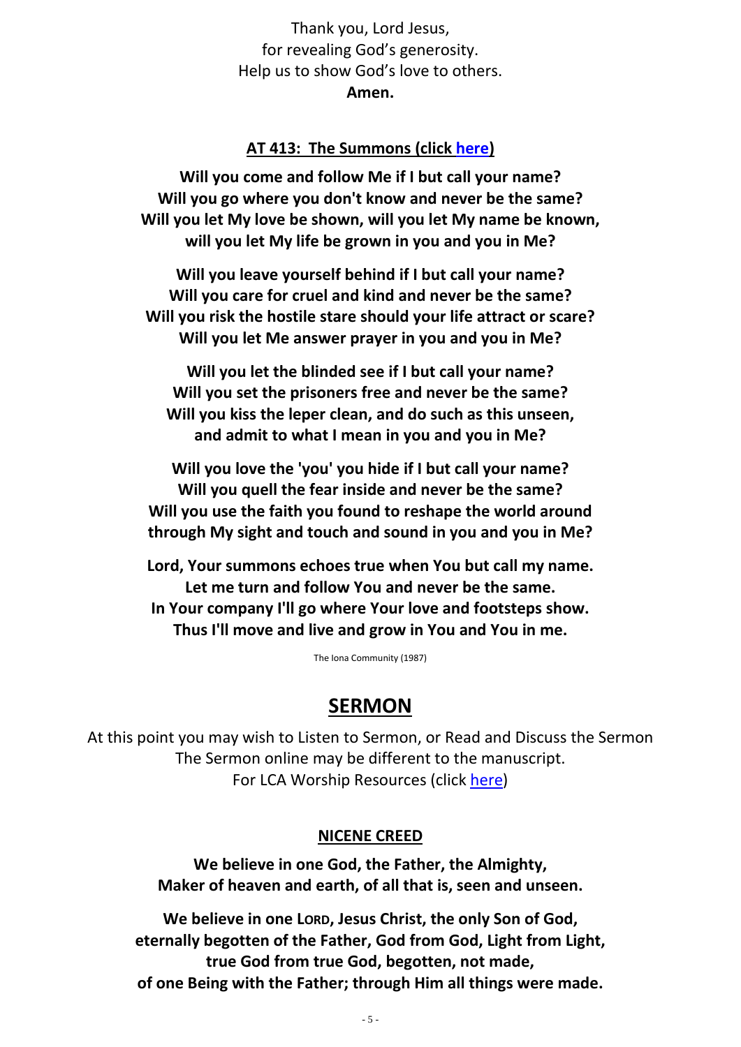Thank you, Lord Jesus,
for revealing God's generosity.
Help us to show God's love to others.
**Amen.**

## AT 413: The Summons (click here)

**Will you come and follow Me if I but call your name?
Will you go where you don't know and never be the same?
Will you let My love be shown, will you let My name be known,
will you let My life be grown in you and you in Me?**

**Will you leave yourself behind if I but call your name?
Will you care for cruel and kind and never be the same?
Will you risk the hostile stare should your life attract or scare?
Will you let Me answer prayer in you and you in Me?**

**Will you let the blinded see if I but call your name?
Will you set the prisoners free and never be the same?
Will you kiss the leper clean, and do such as this unseen,
and admit to what I mean in you and you in Me?**

**Will you love the 'you' you hide if I but call your name?
Will you quell the fear inside and never be the same?
Will you use the faith you found to reshape the world around
through My sight and touch and sound in you and you in Me?**

**Lord, Your summons echoes true when You but call my name.
Let me turn and follow You and never be the same.
In Your company I'll go where Your love and footsteps show.
Thus I'll move and live and grow in You and You in me.**

The Iona Community (1987)

# SERMON

At this point you may wish to Listen to Sermon, or Read and Discuss the Sermon
The Sermon online may be different to the manuscript.
For LCA Worship Resources (click here)

## NICENE CREED

**We believe in one God, the Father, the Almighty,
Maker of heaven and earth, of all that is, seen and unseen.**

**We believe in one LORD, Jesus Christ, the only Son of God,
eternally begotten of the Father, God from God, Light from Light,
true God from true God, begotten, not made,
of one Being with the Father; through Him all things were made.**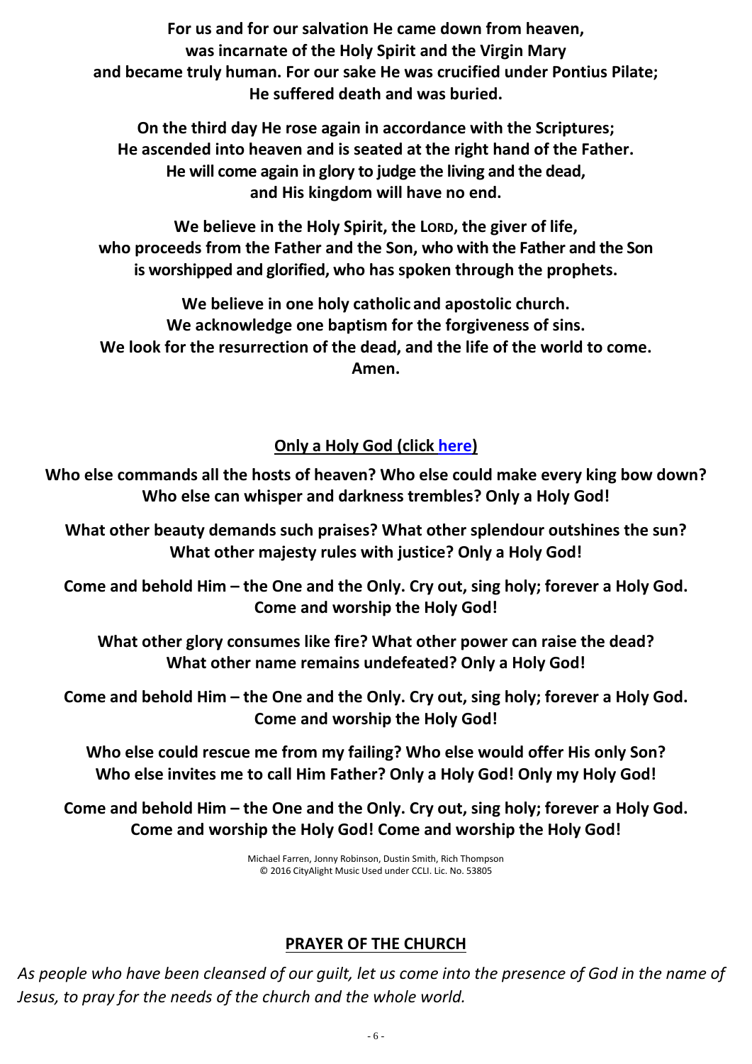**For us and for our salvation He came down from heaven,**
**was incarnate of the Holy Spirit and the Virgin Mary**
**and became truly human. For our sake He was crucified under Pontius Pilate;**
**He suffered death and was buried.**

**On the third day He rose again in accordance with the Scriptures;**
**He ascended into heaven and is seated at the right hand of the Father.**
**He will come again in glory to judge the living and the dead,**
**and His kingdom will have no end.**

**We believe in the Holy Spirit, the LORD, the giver of life,**
**who proceeds from the Father and the Son, who with the Father and the Son**
**is worshipped and glorified, who has spoken through the prophets.**

**We believe in one holy catholic and apostolic church.**
**We acknowledge one baptism for the forgiveness of sins.**
**We look for the resurrection of the dead, and the life of the world to come.**
**Amen.**

## Only a Holy God (click here)

**Who else commands all the hosts of heaven? Who else could make every king bow down?**
**Who else can whisper and darkness trembles? Only a Holy God!**

**What other beauty demands such praises? What other splendour outshines the sun?**
**What other majesty rules with justice? Only a Holy God!**

**Come and behold Him – the One and the Only. Cry out, sing holy; forever a Holy God.**
**Come and worship the Holy God!**

**What other glory consumes like fire? What other power can raise the dead?**
**What other name remains undefeated? Only a Holy God!**

**Come and behold Him – the One and the Only. Cry out, sing holy; forever a Holy God.**
**Come and worship the Holy God!**

**Who else could rescue me from my failing? Who else would offer His only Son?**
**Who else invites me to call Him Father? Only a Holy God! Only my Holy God!**

**Come and behold Him – the One and the Only. Cry out, sing holy; forever a Holy God.**
**Come and worship the Holy God! Come and worship the Holy God!**

Michael Farren, Jonny Robinson, Dustin Smith, Rich Thompson
© 2016 CityAlight Music Used under CCLI. Lic. No. 53805

## PRAYER OF THE CHURCH

*As people who have been cleansed of our guilt, let us come into the presence of God in the name of Jesus, to pray for the needs of the church and the whole world.*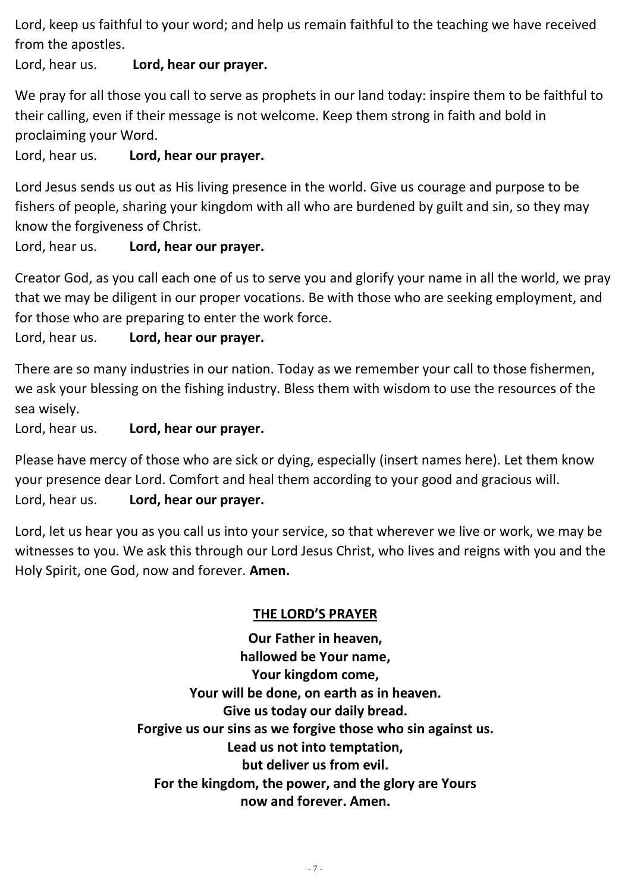Lord, keep us faithful to your word; and help us remain faithful to the teaching we have received from the apostles.
Lord, hear us. **Lord, hear our prayer.**

We pray for all those you call to serve as prophets in our land today: inspire them to be faithful to their calling, even if their message is not welcome. Keep them strong in faith and bold in proclaiming your Word.
Lord, hear us. **Lord, hear our prayer.**

Lord Jesus sends us out as His living presence in the world. Give us courage and purpose to be fishers of people, sharing your kingdom with all who are burdened by guilt and sin, so they may know the forgiveness of Christ.
Lord, hear us. **Lord, hear our prayer.**

Creator God, as you call each one of us to serve you and glorify your name in all the world, we pray that we may be diligent in our proper vocations. Be with those who are seeking employment, and for those who are preparing to enter the work force.
Lord, hear us. **Lord, hear our prayer.**

There are so many industries in our nation. Today as we remember your call to those fishermen, we ask your blessing on the fishing industry. Bless them with wisdom to use the resources of the sea wisely.
Lord, hear us. **Lord, hear our prayer.**

Please have mercy of those who are sick or dying, especially (insert names here). Let them know your presence dear Lord. Comfort and heal them according to your good and gracious will.
Lord, hear us. **Lord, hear our prayer.**

Lord, let us hear you as you call us into your service, so that wherever we live or work, we may be witnesses to you. We ask this through our Lord Jesus Christ, who lives and reigns with you and the Holy Spirit, one God, now and forever. **Amen.**

## THE LORD'S PRAYER

**Our Father in heaven,**
**hallowed be Your name,**
**Your kingdom come,**
**Your will be done, on earth as in heaven.**
**Give us today our daily bread.**
**Forgive us our sins as we forgive those who sin against us.**
**Lead us not into temptation,**
**but deliver us from evil.**
**For the kingdom, the power, and the glory are Yours**
**now and forever. Amen.**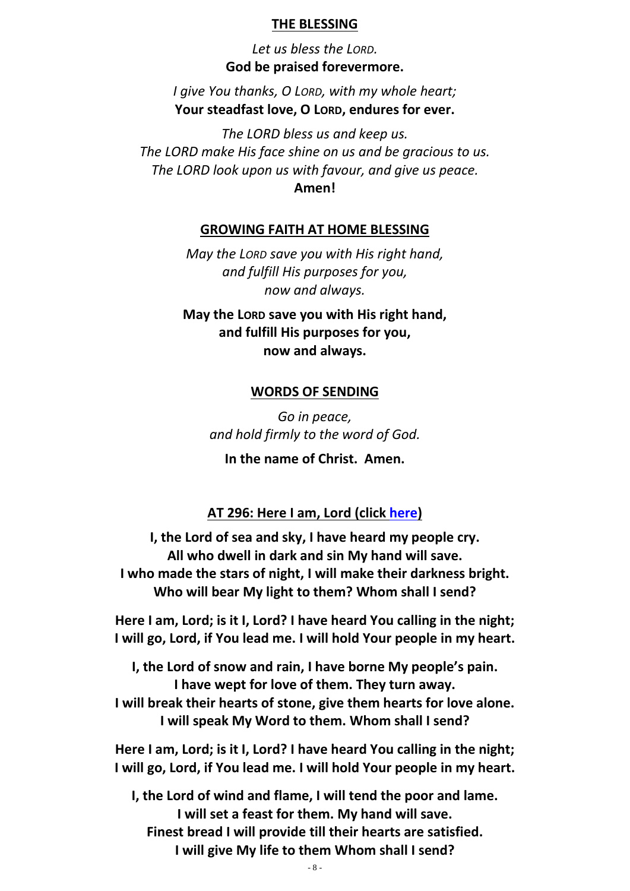**THE BLESSING**

*Let us bless the LORD.*
**God be praised forevermore.**

*I give You thanks, O LORD, with my whole heart;*
**Your steadfast love, O LORD, endures for ever.**

*The LORD bless us and keep us.*
*The LORD make His face shine on us and be gracious to us.*
*The LORD look upon us with favour, and give us peace.*
**Amen!**

**GROWING FAITH AT HOME BLESSING**

*May the LORD save you with His right hand,*
*and fulfill His purposes for you,*
*now and always.*

**May the LORD save you with His right hand,**
**and fulfill His purposes for you,**
**now and always.**

**WORDS OF SENDING**

*Go in peace,*
*and hold firmly to the word of God.*

**In the name of Christ. Amen.**

**AT 296: Here I am, Lord (click here)**

**I, the Lord of sea and sky, I have heard my people cry.**
**All who dwell in dark and sin My hand will save.**
**I who made the stars of night, I will make their darkness bright.**
**Who will bear My light to them? Whom shall I send?**

**Here I am, Lord; is it I, Lord? I have heard You calling in the night;**
**I will go, Lord, if You lead me. I will hold Your people in my heart.**

**I, the Lord of snow and rain, I have borne My people's pain.**
**I have wept for love of them. They turn away.**
**I will break their hearts of stone, give them hearts for love alone.**
**I will speak My Word to them. Whom shall I send?**

**Here I am, Lord; is it I, Lord? I have heard You calling in the night;**
**I will go, Lord, if You lead me. I will hold Your people in my heart.**

**I, the Lord of wind and flame, I will tend the poor and lame.**
**I will set a feast for them. My hand will save.**
**Finest bread I will provide till their hearts are satisfied.**
**I will give My life to them Whom shall I send?**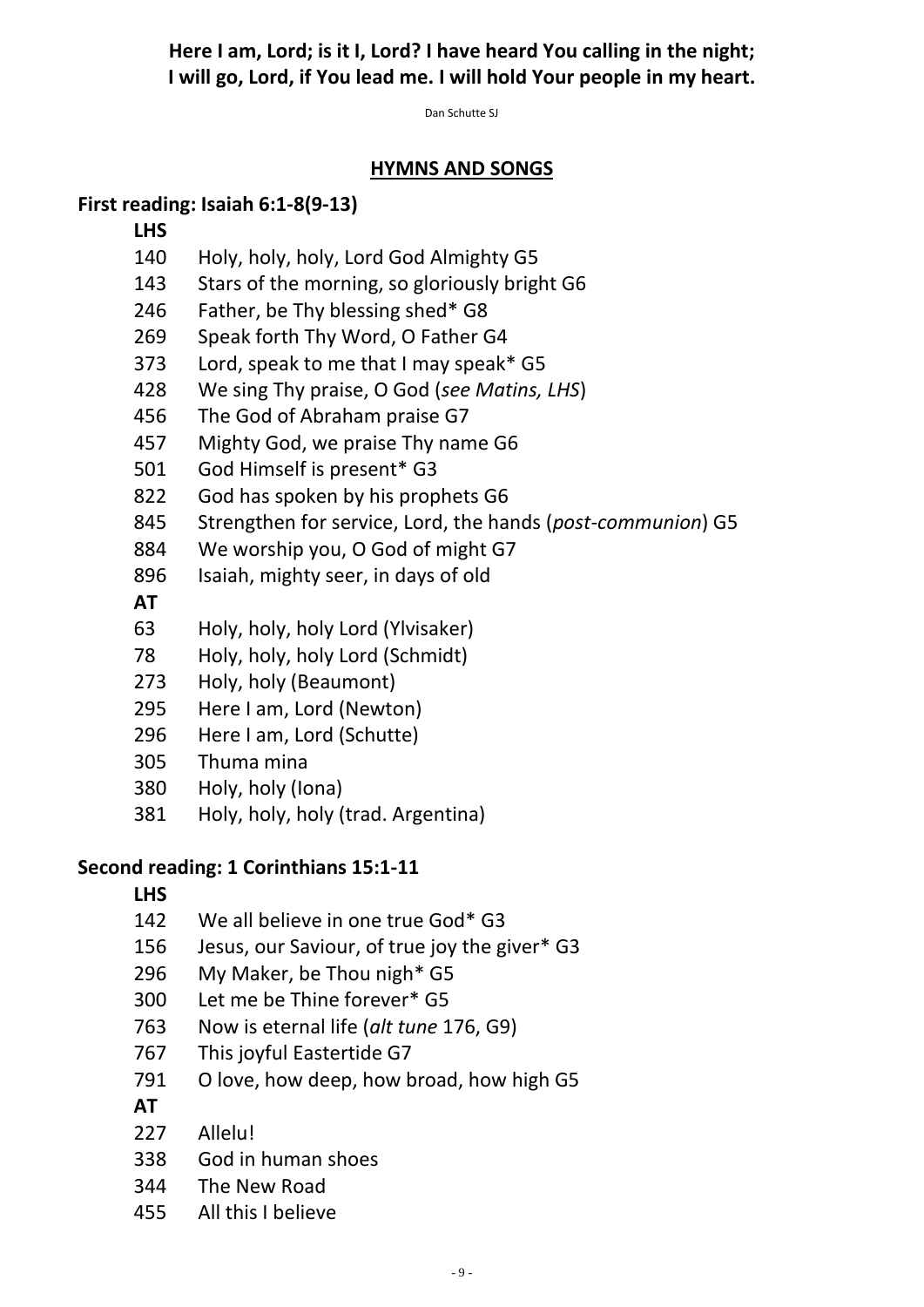**Here I am, Lord; is it I, Lord? I have heard You calling in the night;**
**I will go, Lord, if You lead me. I will hold Your people in my heart.**

Dan Schutte SJ

## HYMNS AND SONGS

### First reading: Isaiah 6:1-8(9-13)

**LHS**

| | |
|---|---|
| 140 | Holy, holy, holy, Lord God Almighty G5 |
| 143 | Stars of the morning, so gloriously bright G6 |
| 246 | Father, be Thy blessing shed* G8 |
| 269 | Speak forth Thy Word, O Father G4 |
| 373 | Lord, speak to me that I may speak* G5 |
| 428 | We sing Thy praise, O God (*see Matins, LHS*) |
| 456 | The God of Abraham praise G7 |
| 457 | Mighty God, we praise Thy name G6 |
| 501 | God Himself is present* G3 |
| 822 | God has spoken by his prophets G6 |
| 845 | Strengthen for service, Lord, the hands (*post-communion*) G5 |
| 884 | We worship you, O God of might G7 |
| 896 | Isaiah, mighty seer, in days of old |

**AT**

| | |
|---|---|
| 63 | Holy, holy, holy Lord (Ylvisaker) |
| 78 | Holy, holy, holy Lord (Schmidt) |
| 273 | Holy, holy (Beaumont) |
| 295 | Here I am, Lord (Newton) |
| 296 | Here I am, Lord (Schutte) |
| 305 | Thuma mina |
| 380 | Holy, holy (Iona) |
| 381 | Holy, holy, holy (trad. Argentina) |

### Second reading: 1 Corinthians 15:1-11

**LHS**

| | |
|---|---|
| 142 | We all believe in one true God* G3 |
| 156 | Jesus, our Saviour, of true joy the giver* G3 |
| 296 | My Maker, be Thou nigh* G5 |
| 300 | Let me be Thine forever* G5 |
| 763 | Now is eternal life (*alt tune* 176, G9) |
| 767 | This joyful Eastertide G7 |
| 791 | O love, how deep, how broad, how high G5 |

**AT**

| | |
|---|---|
| 227 | Allelu! |
| 338 | God in human shoes |
| 344 | The New Road |
| 455 | All this I believe |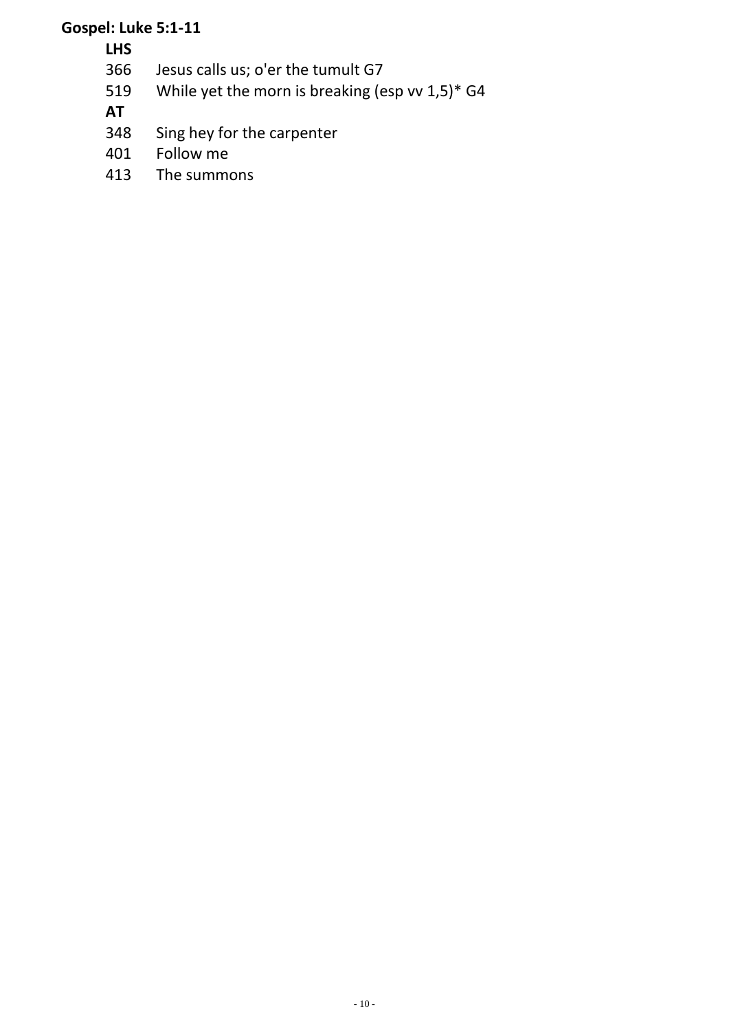**Gospel: Luke 5:1-11**

**LHS**

366 Jesus calls us; o'er the tumult G7

519 While yet the morn is breaking (esp vv 1,5)* G4

**AT**

348 Sing hey for the carpenter

401 Follow me

413 The summons